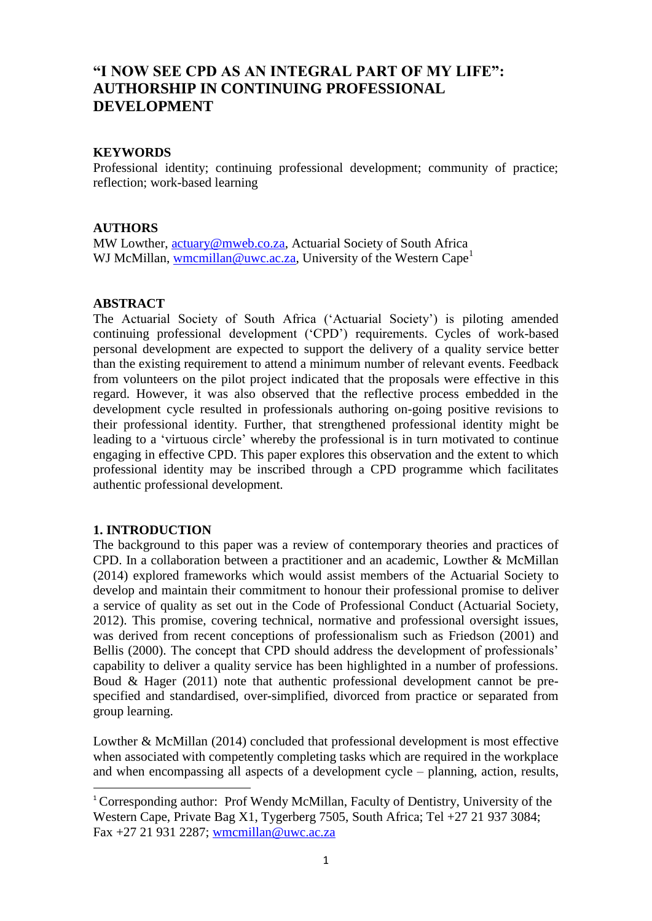# "I NOW SEE CPD AS AN INTEGRAL PART OF MY LIFE": AUTHORSHIP IN CONTINUING PROFESSIONAL DEVELOPMENT

## KEYWORDS

Professional identity; continuing professional development; community of practice; reflection; work-based learning

## AUTHORS

MW Lowther, actuary@mweb.co.za, Actuarial Society of South Africa
WJ McMillan, wmcmillan@uwc.ac.za, University of the Western Cape[1]

## ABSTRACT

The Actuarial Society of South Africa ('Actuarial Society') is piloting amended continuing professional development ('CPD') requirements. Cycles of work-based personal development are expected to support the delivery of a quality service better than the existing requirement to attend a minimum number of relevant events. Feedback from volunteers on the pilot project indicated that the proposals were effective in this regard. However, it was also observed that the reflective process embedded in the development cycle resulted in professionals authoring on-going positive revisions to their professional identity. Further, that strengthened professional identity might be leading to a 'virtuous circle' whereby the professional is in turn motivated to continue engaging in effective CPD. This paper explores this observation and the extent to which professional identity may be inscribed through a CPD programme which facilitates authentic professional development.

## 1. INTRODUCTION

The background to this paper was a review of contemporary theories and practices of CPD. In a collaboration between a practitioner and an academic, Lowther & McMillan (2014) explored frameworks which would assist members of the Actuarial Society to develop and maintain their commitment to honour their professional promise to deliver a service of quality as set out in the Code of Professional Conduct (Actuarial Society, 2012). This promise, covering technical, normative and professional oversight issues, was derived from recent conceptions of professionalism such as Friedson (2001) and Bellis (2000). The concept that CPD should address the development of professionals' capability to deliver a quality service has been highlighted in a number of professions. Boud & Hager (2011) note that authentic professional development cannot be pre-specified and standardised, over-simplified, divorced from practice or separated from group learning.

Lowther & McMillan (2014) concluded that professional development is most effective when associated with competently completing tasks which are required in the workplace and when encompassing all aspects of a development cycle – planning, action, results,

[1] Corresponding author: Prof Wendy McMillan, Faculty of Dentistry, University of the Western Cape, Private Bag X1, Tygerberg 7505, South Africa; Tel +27 21 937 3084; Fax +27 21 931 2287; wmcmillan@uwc.ac.za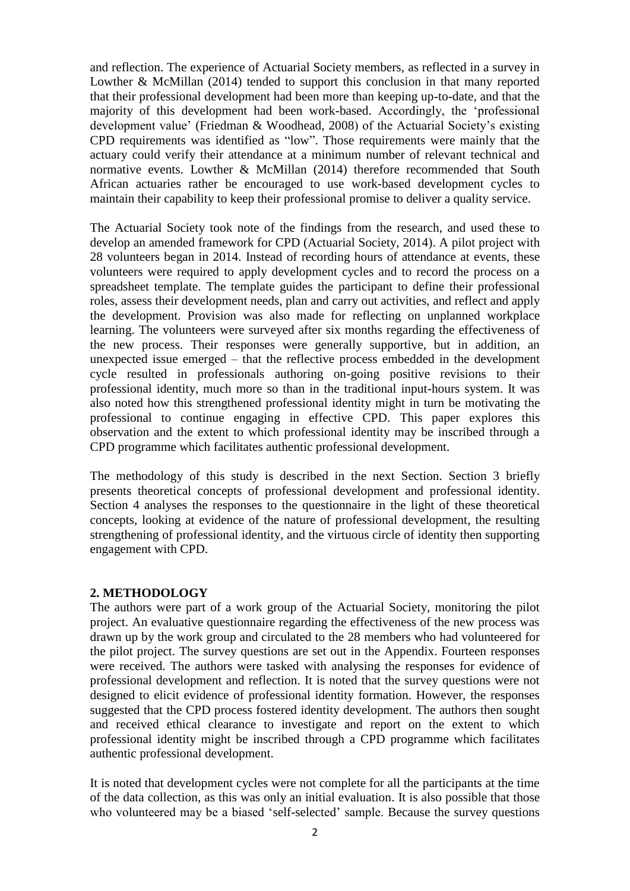and reflection. The experience of Actuarial Society members, as reflected in a survey in Lowther & McMillan (2014) tended to support this conclusion in that many reported that their professional development had been more than keeping up-to-date, and that the majority of this development had been work-based. Accordingly, the 'professional development value' (Friedman & Woodhead, 2008) of the Actuarial Society's existing CPD requirements was identified as "low". Those requirements were mainly that the actuary could verify their attendance at a minimum number of relevant technical and normative events. Lowther & McMillan (2014) therefore recommended that South African actuaries rather be encouraged to use work-based development cycles to maintain their capability to keep their professional promise to deliver a quality service.

The Actuarial Society took note of the findings from the research, and used these to develop an amended framework for CPD (Actuarial Society, 2014). A pilot project with 28 volunteers began in 2014. Instead of recording hours of attendance at events, these volunteers were required to apply development cycles and to record the process on a spreadsheet template. The template guides the participant to define their professional roles, assess their development needs, plan and carry out activities, and reflect and apply the development. Provision was also made for reflecting on unplanned workplace learning. The volunteers were surveyed after six months regarding the effectiveness of the new process. Their responses were generally supportive, but in addition, an unexpected issue emerged – that the reflective process embedded in the development cycle resulted in professionals authoring on-going positive revisions to their professional identity, much more so than in the traditional input-hours system. It was also noted how this strengthened professional identity might in turn be motivating the professional to continue engaging in effective CPD. This paper explores this observation and the extent to which professional identity may be inscribed through a CPD programme which facilitates authentic professional development.

The methodology of this study is described in the next Section. Section 3 briefly presents theoretical concepts of professional development and professional identity. Section 4 analyses the responses to the questionnaire in the light of these theoretical concepts, looking at evidence of the nature of professional development, the resulting strengthening of professional identity, and the virtuous circle of identity then supporting engagement with CPD.

## 2. METHODOLOGY

The authors were part of a work group of the Actuarial Society, monitoring the pilot project. An evaluative questionnaire regarding the effectiveness of the new process was drawn up by the work group and circulated to the 28 members who had volunteered for the pilot project. The survey questions are set out in the Appendix. Fourteen responses were received. The authors were tasked with analysing the responses for evidence of professional development and reflection. It is noted that the survey questions were not designed to elicit evidence of professional identity formation. However, the responses suggested that the CPD process fostered identity development. The authors then sought and received ethical clearance to investigate and report on the extent to which professional identity might be inscribed through a CPD programme which facilitates authentic professional development.

It is noted that development cycles were not complete for all the participants at the time of the data collection, as this was only an initial evaluation. It is also possible that those who volunteered may be a biased 'self-selected' sample. Because the survey questions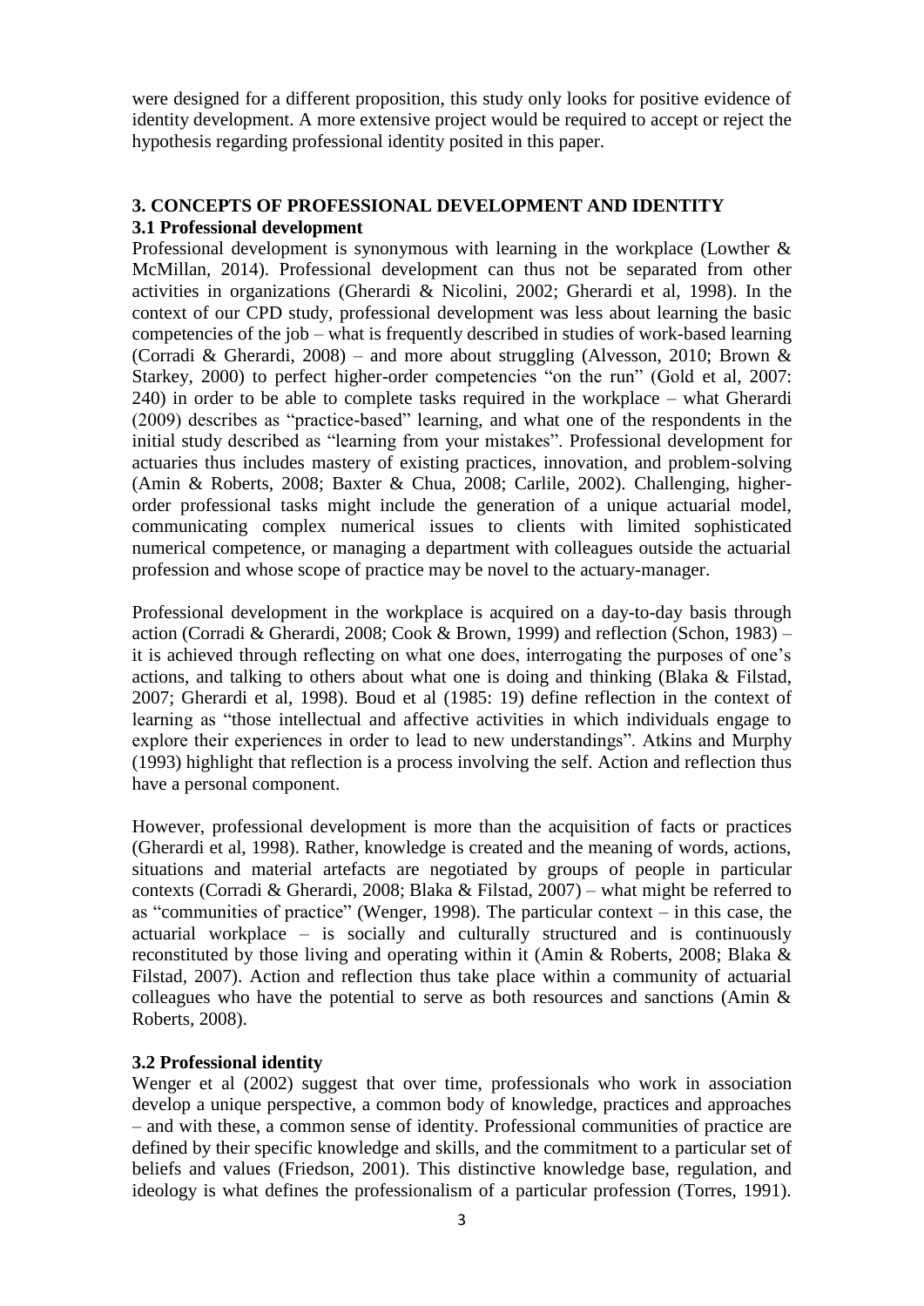were designed for a different proposition, this study only looks for positive evidence of identity development. A more extensive project would be required to accept or reject the hypothesis regarding professional identity posited in this paper.

## 3. CONCEPTS OF PROFESSIONAL DEVELOPMENT AND IDENTITY

### 3.1 Professional development

Professional development is synonymous with learning in the workplace (Lowther & McMillan, 2014). Professional development can thus not be separated from other activities in organizations (Gherardi & Nicolini, 2002; Gherardi et al, 1998). In the context of our CPD study, professional development was less about learning the basic competencies of the job – what is frequently described in studies of work-based learning (Corradi & Gherardi, 2008) – and more about struggling (Alvesson, 2010; Brown & Starkey, 2000) to perfect higher-order competencies "on the run" (Gold et al, 2007: 240) in order to be able to complete tasks required in the workplace – what Gherardi (2009) describes as "practice-based" learning, and what one of the respondents in the initial study described as "learning from your mistakes". Professional development for actuaries thus includes mastery of existing practices, innovation, and problem-solving (Amin & Roberts, 2008; Baxter & Chua, 2008; Carlile, 2002). Challenging, higher-order professional tasks might include the generation of a unique actuarial model, communicating complex numerical issues to clients with limited sophisticated numerical competence, or managing a department with colleagues outside the actuarial profession and whose scope of practice may be novel to the actuary-manager.

Professional development in the workplace is acquired on a day-to-day basis through action (Corradi & Gherardi, 2008; Cook & Brown, 1999) and reflection (Schon, 1983) – it is achieved through reflecting on what one does, interrogating the purposes of one's actions, and talking to others about what one is doing and thinking (Blaka & Filstad, 2007; Gherardi et al, 1998). Boud et al (1985: 19) define reflection in the context of learning as "those intellectual and affective activities in which individuals engage to explore their experiences in order to lead to new understandings". Atkins and Murphy (1993) highlight that reflection is a process involving the self. Action and reflection thus have a personal component.

However, professional development is more than the acquisition of facts or practices (Gherardi et al, 1998). Rather, knowledge is created and the meaning of words, actions, situations and material artefacts are negotiated by groups of people in particular contexts (Corradi & Gherardi, 2008; Blaka & Filstad, 2007) – what might be referred to as "communities of practice" (Wenger, 1998). The particular context – in this case, the actuarial workplace – is socially and culturally structured and is continuously reconstituted by those living and operating within it (Amin & Roberts, 2008; Blaka & Filstad, 2007). Action and reflection thus take place within a community of actuarial colleagues who have the potential to serve as both resources and sanctions (Amin & Roberts, 2008).

### 3.2 Professional identity

Wenger et al (2002) suggest that over time, professionals who work in association develop a unique perspective, a common body of knowledge, practices and approaches – and with these, a common sense of identity. Professional communities of practice are defined by their specific knowledge and skills, and the commitment to a particular set of beliefs and values (Friedson, 2001). This distinctive knowledge base, regulation, and ideology is what defines the professionalism of a particular profession (Torres, 1991).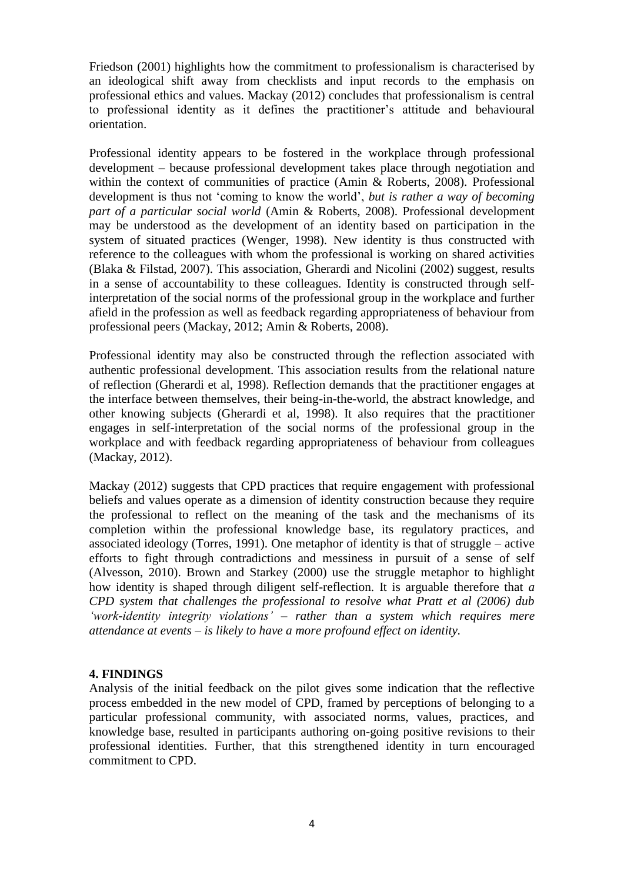Friedson (2001) highlights how the commitment to professionalism is characterised by an ideological shift away from checklists and input records to the emphasis on professional ethics and values. Mackay (2012) concludes that professionalism is central to professional identity as it defines the practitioner's attitude and behavioural orientation.

Professional identity appears to be fostered in the workplace through professional development – because professional development takes place through negotiation and within the context of communities of practice (Amin & Roberts, 2008). Professional development is thus not 'coming to know the world', *but is rather a way of becoming part of a particular social world* (Amin & Roberts, 2008). Professional development may be understood as the development of an identity based on participation in the system of situated practices (Wenger, 1998). New identity is thus constructed with reference to the colleagues with whom the professional is working on shared activities (Blaka & Filstad, 2007). This association, Gherardi and Nicolini (2002) suggest, results in a sense of accountability to these colleagues. Identity is constructed through self-interpretation of the social norms of the professional group in the workplace and further afield in the profession as well as feedback regarding appropriateness of behaviour from professional peers (Mackay, 2012; Amin & Roberts, 2008).

Professional identity may also be constructed through the reflection associated with authentic professional development. This association results from the relational nature of reflection (Gherardi et al, 1998). Reflection demands that the practitioner engages at the interface between themselves, their being-in-the-world, the abstract knowledge, and other knowing subjects (Gherardi et al, 1998). It also requires that the practitioner engages in self-interpretation of the social norms of the professional group in the workplace and with feedback regarding appropriateness of behaviour from colleagues (Mackay, 2012).

Mackay (2012) suggests that CPD practices that require engagement with professional beliefs and values operate as a dimension of identity construction because they require the professional to reflect on the meaning of the task and the mechanisms of its completion within the professional knowledge base, its regulatory practices, and associated ideology (Torres, 1991). One metaphor of identity is that of struggle – active efforts to fight through contradictions and messiness in pursuit of a sense of self (Alvesson, 2010). Brown and Starkey (2000) use the struggle metaphor to highlight how identity is shaped through diligent self-reflection. It is arguable therefore that *a CPD system that challenges the professional to resolve what Pratt et al (2006) dub 'work-identity integrity violations' – rather than a system which requires mere attendance at events – is likely to have a more profound effect on identity.*

## 4. FINDINGS

Analysis of the initial feedback on the pilot gives some indication that the reflective process embedded in the new model of CPD, framed by perceptions of belonging to a particular professional community, with associated norms, values, practices, and knowledge base, resulted in participants authoring on-going positive revisions to their professional identities. Further, that this strengthened identity in turn encouraged commitment to CPD.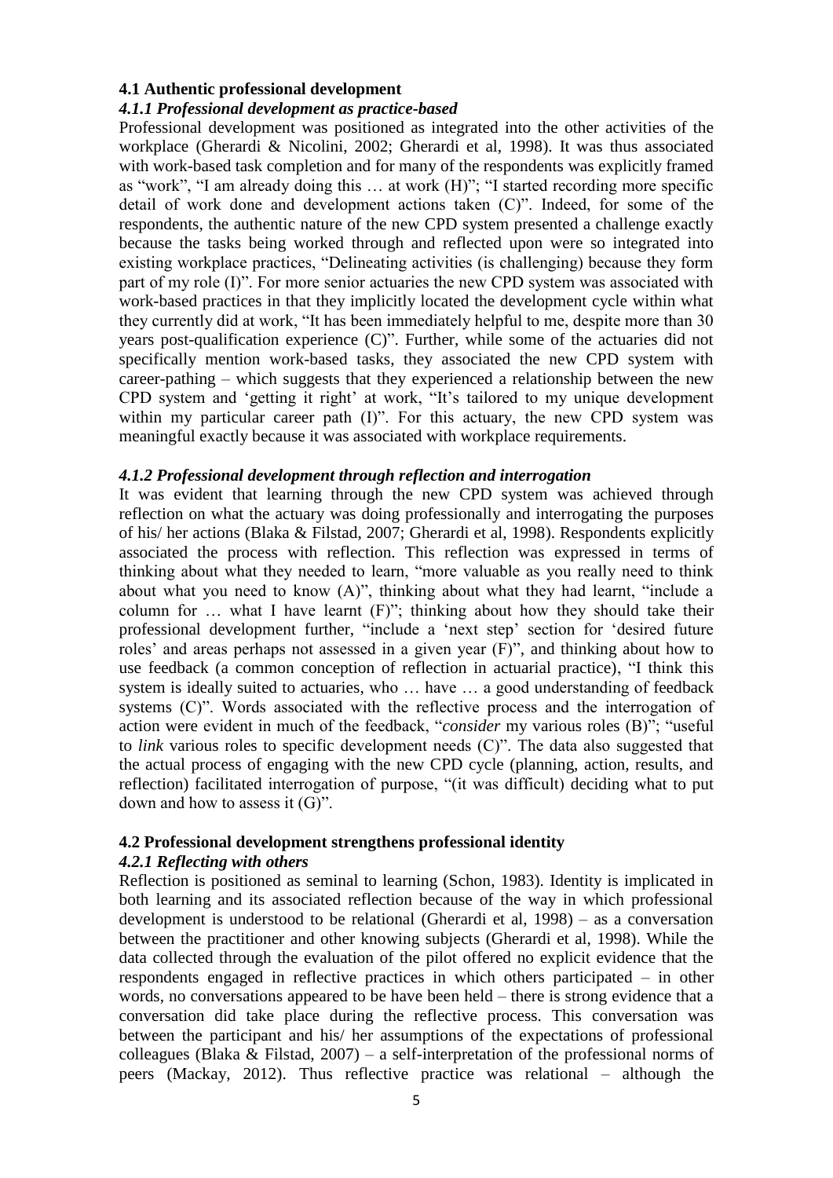### 4.1 Authentic professional development

#### *4.1.1 Professional development as practice-based*

Professional development was positioned as integrated into the other activities of the workplace (Gherardi & Nicolini, 2002; Gherardi et al, 1998). It was thus associated with work-based task completion and for many of the respondents was explicitly framed as "work", "I am already doing this … at work (H)"; "I started recording more specific detail of work done and development actions taken (C)". Indeed, for some of the respondents, the authentic nature of the new CPD system presented a challenge exactly because the tasks being worked through and reflected upon were so integrated into existing workplace practices, "Delineating activities (is challenging) because they form part of my role (I)". For more senior actuaries the new CPD system was associated with work-based practices in that they implicitly located the development cycle within what they currently did at work, "It has been immediately helpful to me, despite more than 30 years post-qualification experience (C)". Further, while some of the actuaries did not specifically mention work-based tasks, they associated the new CPD system with career-pathing – which suggests that they experienced a relationship between the new CPD system and 'getting it right' at work, "It's tailored to my unique development within my particular career path (I)". For this actuary, the new CPD system was meaningful exactly because it was associated with workplace requirements.

#### *4.1.2 Professional development through reflection and interrogation*

It was evident that learning through the new CPD system was achieved through reflection on what the actuary was doing professionally and interrogating the purposes of his/ her actions (Blaka & Filstad, 2007; Gherardi et al, 1998). Respondents explicitly associated the process with reflection. This reflection was expressed in terms of thinking about what they needed to learn, "more valuable as you really need to think about what you need to know (A)", thinking about what they had learnt, "include a column for … what I have learnt (F)"; thinking about how they should take their professional development further, "include a 'next step' section for 'desired future roles' and areas perhaps not assessed in a given year (F)", and thinking about how to use feedback (a common conception of reflection in actuarial practice), "I think this system is ideally suited to actuaries, who … have … a good understanding of feedback systems (C)". Words associated with the reflective process and the interrogation of action were evident in much of the feedback, "*consider* my various roles (B)"; "useful to *link* various roles to specific development needs (C)". The data also suggested that the actual process of engaging with the new CPD cycle (planning, action, results, and reflection) facilitated interrogation of purpose, "(it was difficult) deciding what to put down and how to assess it (G)".

### 4.2 Professional development strengthens professional identity

#### *4.2.1 Reflecting with others*

Reflection is positioned as seminal to learning (Schon, 1983). Identity is implicated in both learning and its associated reflection because of the way in which professional development is understood to be relational (Gherardi et al, 1998) – as a conversation between the practitioner and other knowing subjects (Gherardi et al, 1998). While the data collected through the evaluation of the pilot offered no explicit evidence that the respondents engaged in reflective practices in which others participated – in other words, no conversations appeared to be have been held – there is strong evidence that a conversation did take place during the reflective process. This conversation was between the participant and his/ her assumptions of the expectations of professional colleagues (Blaka & Filstad, 2007) – a self-interpretation of the professional norms of peers (Mackay, 2012). Thus reflective practice was relational – although the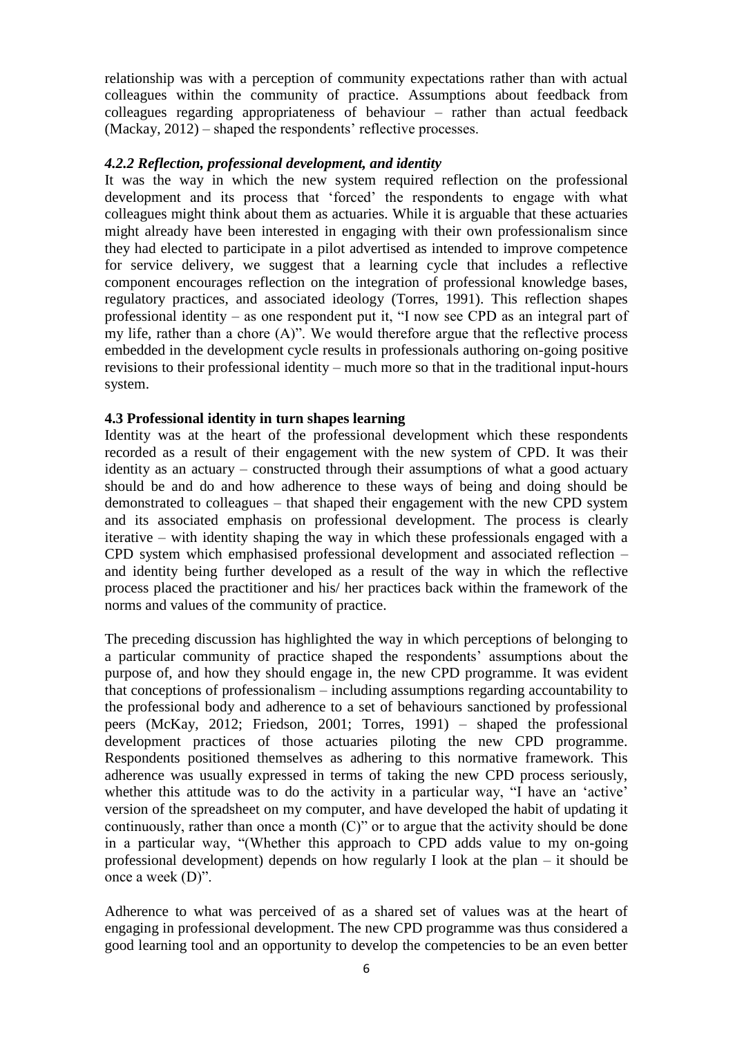relationship was with a perception of community expectations rather than with actual colleagues within the community of practice. Assumptions about feedback from colleagues regarding appropriateness of behaviour – rather than actual feedback (Mackay, 2012) – shaped the respondents' reflective processes.

#### *4.2.2 Reflection, professional development, and identity*

It was the way in which the new system required reflection on the professional development and its process that 'forced' the respondents to engage with what colleagues might think about them as actuaries. While it is arguable that these actuaries might already have been interested in engaging with their own professionalism since they had elected to participate in a pilot advertised as intended to improve competence for service delivery, we suggest that a learning cycle that includes a reflective component encourages reflection on the integration of professional knowledge bases, regulatory practices, and associated ideology (Torres, 1991). This reflection shapes professional identity – as one respondent put it, "I now see CPD as an integral part of my life, rather than a chore (A)". We would therefore argue that the reflective process embedded in the development cycle results in professionals authoring on-going positive revisions to their professional identity – much more so that in the traditional input-hours system.

### 4.3 Professional identity in turn shapes learning

Identity was at the heart of the professional development which these respondents recorded as a result of their engagement with the new system of CPD. It was their identity as an actuary – constructed through their assumptions of what a good actuary should be and do and how adherence to these ways of being and doing should be demonstrated to colleagues – that shaped their engagement with the new CPD system and its associated emphasis on professional development. The process is clearly iterative – with identity shaping the way in which these professionals engaged with a CPD system which emphasised professional development and associated reflection – and identity being further developed as a result of the way in which the reflective process placed the practitioner and his/ her practices back within the framework of the norms and values of the community of practice.

The preceding discussion has highlighted the way in which perceptions of belonging to a particular community of practice shaped the respondents' assumptions about the purpose of, and how they should engage in, the new CPD programme. It was evident that conceptions of professionalism – including assumptions regarding accountability to the professional body and adherence to a set of behaviours sanctioned by professional peers (McKay, 2012; Friedson, 2001; Torres, 1991) – shaped the professional development practices of those actuaries piloting the new CPD programme. Respondents positioned themselves as adhering to this normative framework. This adherence was usually expressed in terms of taking the new CPD process seriously, whether this attitude was to do the activity in a particular way, "I have an 'active' version of the spreadsheet on my computer, and have developed the habit of updating it continuously, rather than once a month (C)" or to argue that the activity should be done in a particular way, "(Whether this approach to CPD adds value to my on-going professional development) depends on how regularly I look at the plan – it should be once a week (D)".

Adherence to what was perceived of as a shared set of values was at the heart of engaging in professional development. The new CPD programme was thus considered a good learning tool and an opportunity to develop the competencies to be an even better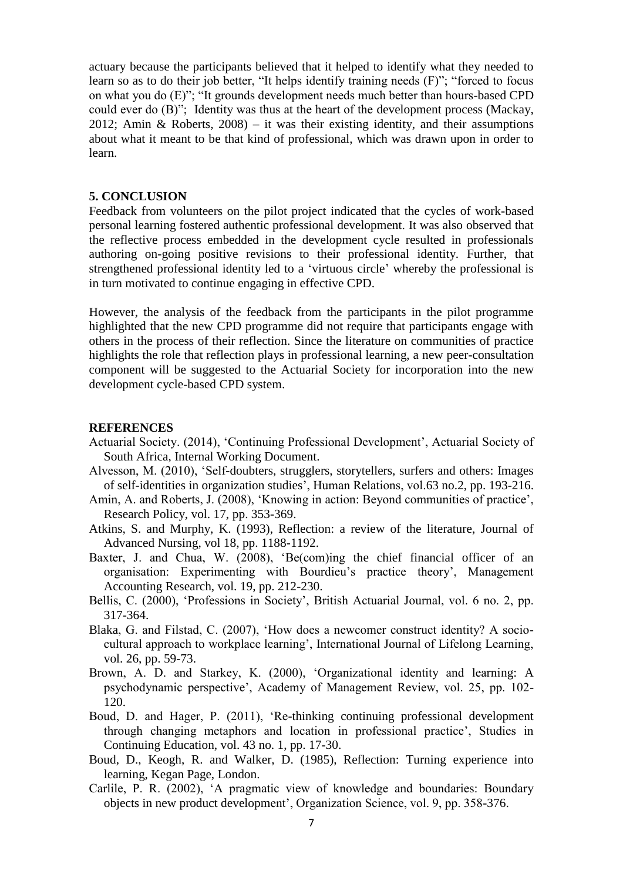actuary because the participants believed that it helped to identify what they needed to learn so as to do their job better, "It helps identify training needs (F)"; "forced to focus on what you do (E)"; "It grounds development needs much better than hours-based CPD could ever do (B)"; Identity was thus at the heart of the development process (Mackay, 2012; Amin & Roberts, 2008) – it was their existing identity, and their assumptions about what it meant to be that kind of professional, which was drawn upon in order to learn.

## 5. CONCLUSION

Feedback from volunteers on the pilot project indicated that the cycles of work-based personal learning fostered authentic professional development. It was also observed that the reflective process embedded in the development cycle resulted in professionals authoring on-going positive revisions to their professional identity. Further, that strengthened professional identity led to a 'virtuous circle' whereby the professional is in turn motivated to continue engaging in effective CPD.

However, the analysis of the feedback from the participants in the pilot programme highlighted that the new CPD programme did not require that participants engage with others in the process of their reflection. Since the literature on communities of practice highlights the role that reflection plays in professional learning, a new peer-consultation component will be suggested to the Actuarial Society for incorporation into the new development cycle-based CPD system.

## REFERENCES

Actuarial Society. (2014), 'Continuing Professional Development', Actuarial Society of South Africa, Internal Working Document.

Alvesson, M. (2010), 'Self-doubters, strugglers, storytellers, surfers and others: Images of self-identities in organization studies', Human Relations, vol.63 no.2, pp. 193-216.

Amin, A. and Roberts, J. (2008), 'Knowing in action: Beyond communities of practice', Research Policy, vol. 17, pp. 353-369.

Atkins, S. and Murphy, K. (1993), Reflection: a review of the literature, Journal of Advanced Nursing, vol 18, pp. 1188-1192.

Baxter, J. and Chua, W. (2008), 'Be(com)ing the chief financial officer of an organisation: Experimenting with Bourdieu's practice theory', Management Accounting Research, vol. 19, pp. 212-230.

Bellis, C. (2000), 'Professions in Society', British Actuarial Journal, vol. 6 no. 2, pp. 317-364.

Blaka, G. and Filstad, C. (2007), 'How does a newcomer construct identity? A socio-cultural approach to workplace learning', International Journal of Lifelong Learning, vol. 26, pp. 59-73.

Brown, A. D. and Starkey, K. (2000), 'Organizational identity and learning: A psychodynamic perspective', Academy of Management Review, vol. 25, pp. 102-120.

Boud, D. and Hager, P. (2011), 'Re-thinking continuing professional development through changing metaphors and location in professional practice', Studies in Continuing Education, vol. 43 no. 1, pp. 17-30.

Boud, D., Keogh, R. and Walker, D. (1985), Reflection: Turning experience into learning, Kegan Page, London.

Carlile, P. R. (2002), 'A pragmatic view of knowledge and boundaries: Boundary objects in new product development', Organization Science, vol. 9, pp. 358-376.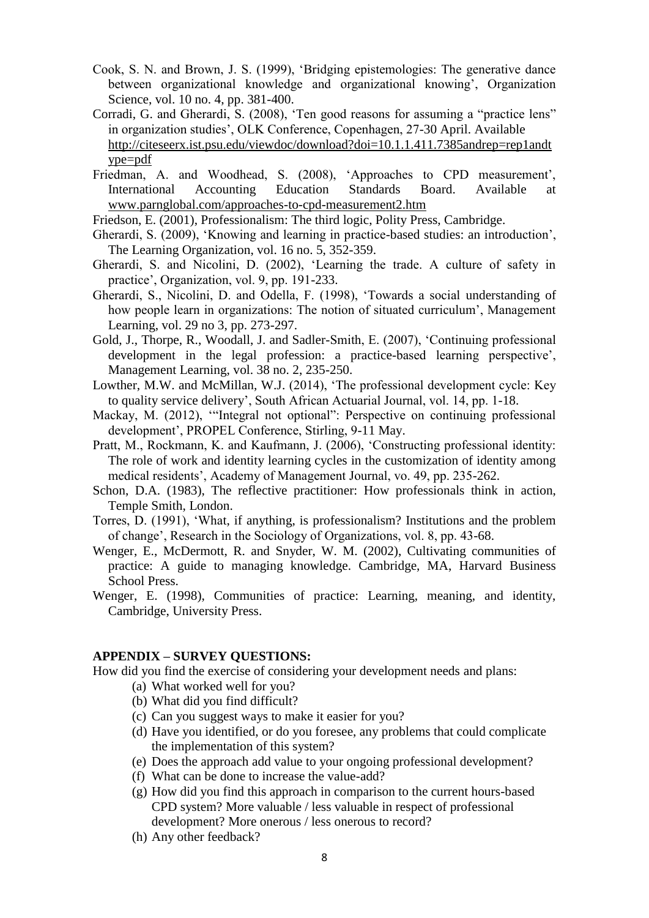Cook, S. N. and Brown, J. S. (1999), 'Bridging epistemologies: The generative dance between organizational knowledge and organizational knowing', Organization Science, vol. 10 no. 4, pp. 381-400.

Corradi, G. and Gherardi, S. (2008), 'Ten good reasons for assuming a "practice lens" in organization studies', OLK Conference, Copenhagen, 27-30 April. Available http://citeseerx.ist.psu.edu/viewdoc/download?doi=10.1.1.411.7385andrep=rep1andtype=pdf

Friedman, A. and Woodhead, S. (2008), 'Approaches to CPD measurement', International Accounting Education Standards Board. Available at www.parnglobal.com/approaches-to-cpd-measurement2.htm

Friedson, E. (2001), Professionalism: The third logic, Polity Press, Cambridge.

Gherardi, S. (2009), 'Knowing and learning in practice-based studies: an introduction', The Learning Organization, vol. 16 no. 5, 352-359.

Gherardi, S. and Nicolini, D. (2002), 'Learning the trade. A culture of safety in practice', Organization, vol. 9, pp. 191-233.

Gherardi, S., Nicolini, D. and Odella, F. (1998), 'Towards a social understanding of how people learn in organizations: The notion of situated curriculum', Management Learning, vol. 29 no 3, pp. 273-297.

Gold, J., Thorpe, R., Woodall, J. and Sadler-Smith, E. (2007), 'Continuing professional development in the legal profession: a practice-based learning perspective', Management Learning, vol. 38 no. 2, 235-250.

Lowther, M.W. and McMillan, W.J. (2014), 'The professional development cycle: Key to quality service delivery', South African Actuarial Journal, vol. 14, pp. 1-18.

Mackay, M. (2012), '"Integral not optional": Perspective on continuing professional development', PROPEL Conference, Stirling, 9-11 May.

Pratt, M., Rockmann, K. and Kaufmann, J. (2006), 'Constructing professional identity: The role of work and identity learning cycles in the customization of identity among medical residents', Academy of Management Journal, vo. 49, pp. 235-262.

Schon, D.A. (1983), The reflective practitioner: How professionals think in action, Temple Smith, London.

Torres, D. (1991), 'What, if anything, is professionalism? Institutions and the problem of change', Research in the Sociology of Organizations, vol. 8, pp. 43-68.

Wenger, E., McDermott, R. and Snyder, W. M. (2002), Cultivating communities of practice: A guide to managing knowledge. Cambridge, MA, Harvard Business School Press.

Wenger, E. (1998), Communities of practice: Learning, meaning, and identity, Cambridge, University Press.

**APPENDIX – SURVEY QUESTIONS:**

How did you find the exercise of considering your development needs and plans:

(a) What worked well for you?
(b) What did you find difficult?
(c) Can you suggest ways to make it easier for you?
(d) Have you identified, or do you foresee, any problems that could complicate the implementation of this system?
(e) Does the approach add value to your ongoing professional development?
(f) What can be done to increase the value-add?
(g) How did you find this approach in comparison to the current hours-based CPD system? More valuable / less valuable in respect of professional development? More onerous / less onerous to record?
(h) Any other feedback?